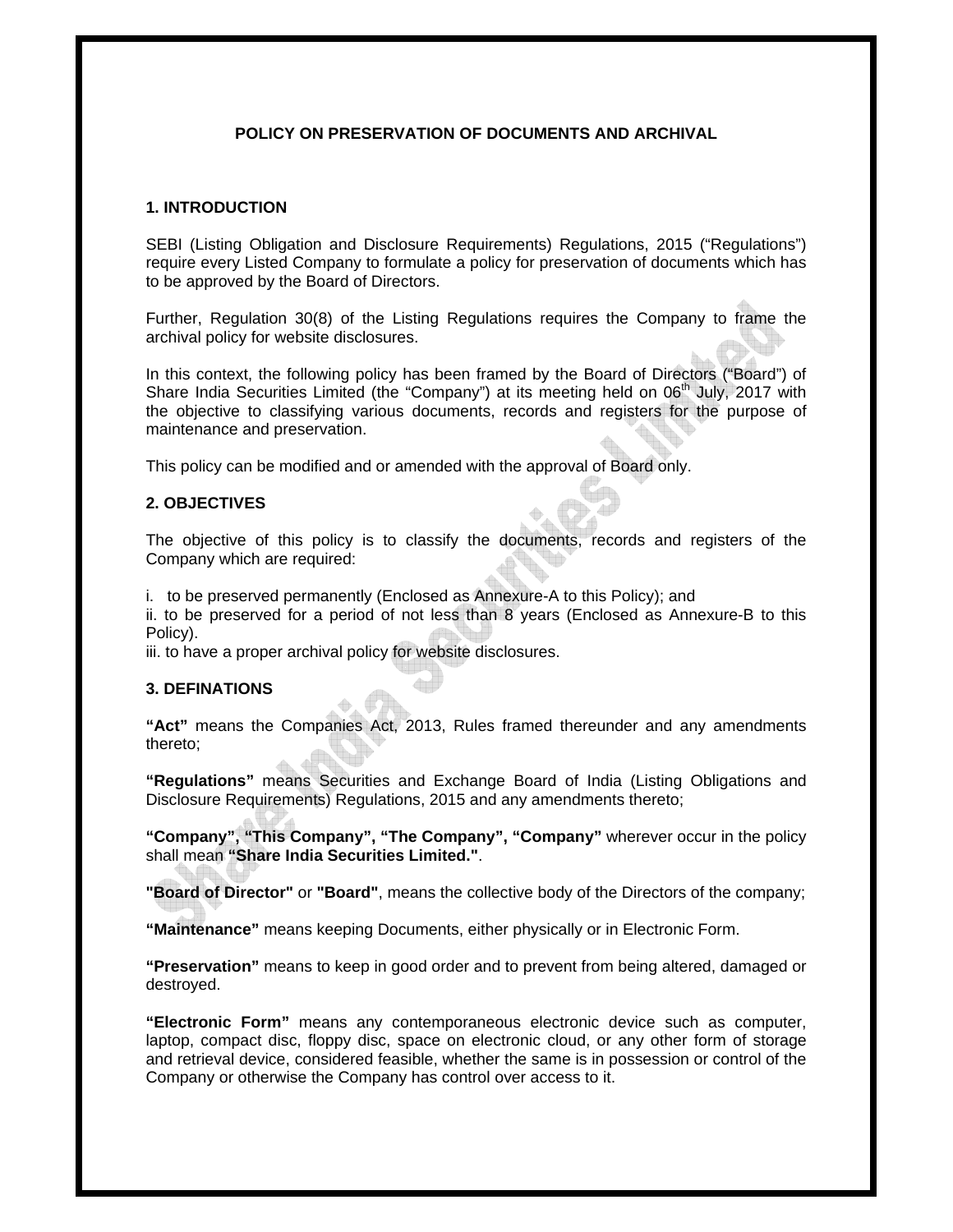# POLICY ON PRESERVATION OF DOCUMENTS AND ARCHIVAL

## 1. INTRODUCTION

SEBI (Listing Obligation and Disclosure Requirements) Regulations, 2015 ("Regulations") require every Listed Company to formulate a policy for preservation of documents which has to be approved by the Board of Directors.

Further, Regulation 30(8) of the Listing Regulations requires the Company to frame the archival policy for website disclosures.

In this context, the following policy has been framed by the Board of Directors ("Board") of Share India Securities Limited (the "Company") at its meeting held on 06th July, 2017 with the objective to classifying various documents, records and registers for the purpose of maintenance and preservation.

This policy can be modified and or amended with the approval of Board only.

## 2. OBJECTIVES

The objective of this policy is to classify the documents, records and registers of the Company which are required:

i. to be preserved permanently (Enclosed as Annexure-A to this Policy); and
ii. to be preserved for a period of not less than 8 years (Enclosed as Annexure-B to this Policy).
iii. to have a proper archival policy for website disclosures.

## 3. DEFINATIONS

**"Act"** means the Companies Act, 2013, Rules framed thereunder and any amendments thereto;

**"Regulations"** means Securities and Exchange Board of India (Listing Obligations and Disclosure Requirements) Regulations, 2015 and any amendments thereto;

**"Company", "This Company", "The Company", "Company"** wherever occur in the policy shall mean **"Share India Securities Limited."**.

**"Board of Director"** or **"Board"**, means the collective body of the Directors of the company;

**"Maintenance"** means keeping Documents, either physically or in Electronic Form.

**"Preservation"** means to keep in good order and to prevent from being altered, damaged or destroyed.

**"Electronic Form"** means any contemporaneous electronic device such as computer, laptop, compact disc, floppy disc, space on electronic cloud, or any other form of storage and retrieval device, considered feasible, whether the same is in possession or control of the Company or otherwise the Company has control over access to it.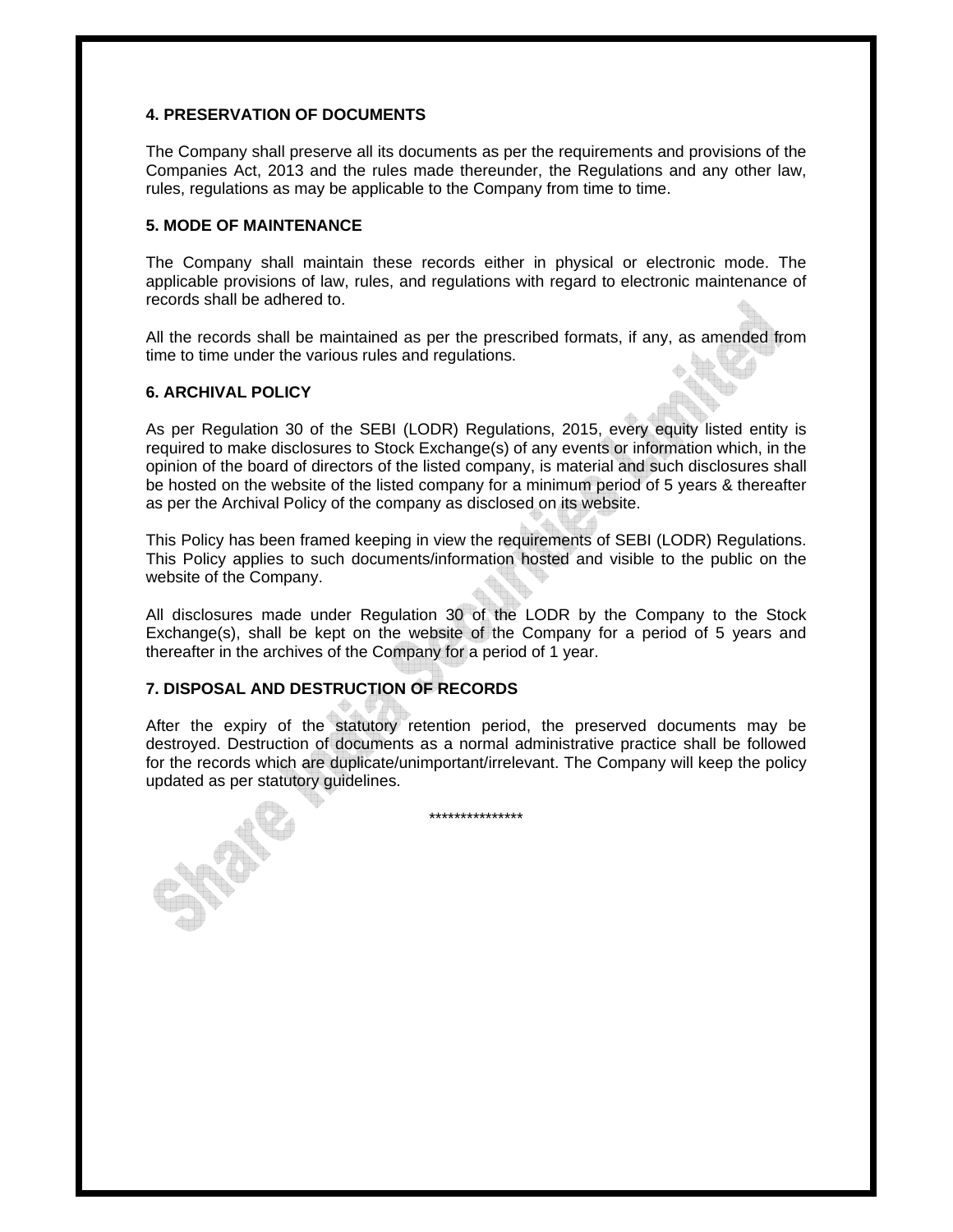## 4. PRESERVATION OF DOCUMENTS

The Company shall preserve all its documents as per the requirements and provisions of the Companies Act, 2013 and the rules made thereunder, the Regulations and any other law, rules, regulations as may be applicable to the Company from time to time.

## 5. MODE OF MAINTENANCE

The Company shall maintain these records either in physical or electronic mode. The applicable provisions of law, rules, and regulations with regard to electronic maintenance of records shall be adhered to.

All the records shall be maintained as per the prescribed formats, if any, as amended from time to time under the various rules and regulations.

## 6. ARCHIVAL POLICY

As per Regulation 30 of the SEBI (LODR) Regulations, 2015, every equity listed entity is required to make disclosures to Stock Exchange(s) of any events or information which, in the opinion of the board of directors of the listed company, is material and such disclosures shall be hosted on the website of the listed company for a minimum period of 5 years & thereafter as per the Archival Policy of the company as disclosed on its website.

This Policy has been framed keeping in view the requirements of SEBI (LODR) Regulations. This Policy applies to such documents/information hosted and visible to the public on the website of the Company.

All disclosures made under Regulation 30 of the LODR by the Company to the Stock Exchange(s), shall be kept on the website of the Company for a period of 5 years and thereafter in the archives of the Company for a period of 1 year.

## 7. DISPOSAL AND DESTRUCTION OF RECORDS

After the expiry of the statutory retention period, the preserved documents may be destroyed. Destruction of documents as a normal administrative practice shall be followed for the records which are duplicate/unimportant/irrelevant. The Company will keep the policy updated as per statutory guidelines.

***************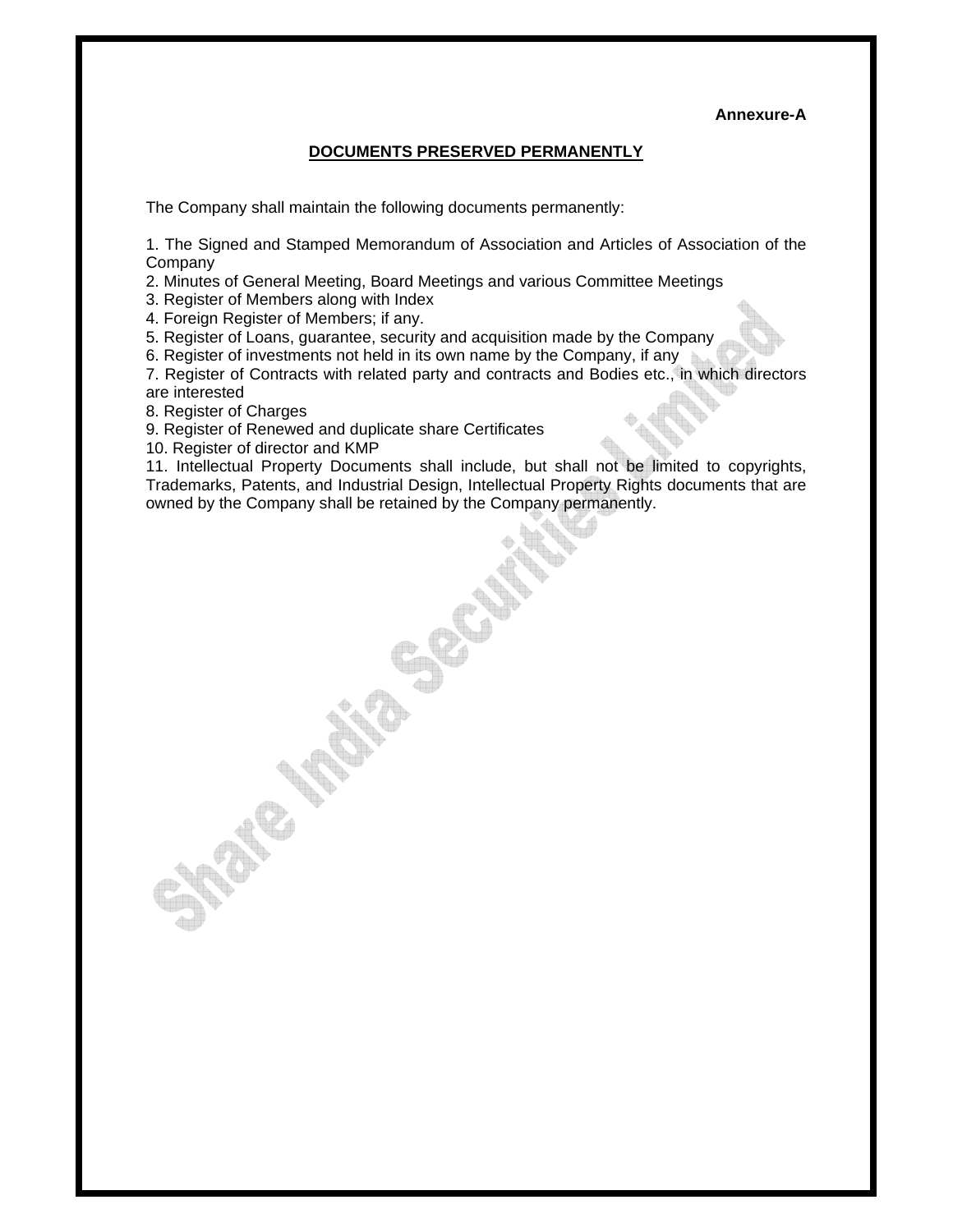**Annexure-A**

## DOCUMENTS PRESERVED PERMANENTLY

The Company shall maintain the following documents permanently:

1. The Signed and Stamped Memorandum of Association and Articles of Association of the Company
2. Minutes of General Meeting, Board Meetings and various Committee Meetings
3. Register of Members along with Index
4. Foreign Register of Members; if any.
5. Register of Loans, guarantee, security and acquisition made by the Company
6. Register of investments not held in its own name by the Company, if any
7. Register of Contracts with related party and contracts and Bodies etc., in which directors are interested
8. Register of Charges
9. Register of Renewed and duplicate share Certificates
10. Register of director and KMP
11. Intellectual Property Documents shall include, but shall not be limited to copyrights, Trademarks, Patents, and Industrial Design, Intellectual Property Rights documents that are owned by the Company shall be retained by the Company permanently.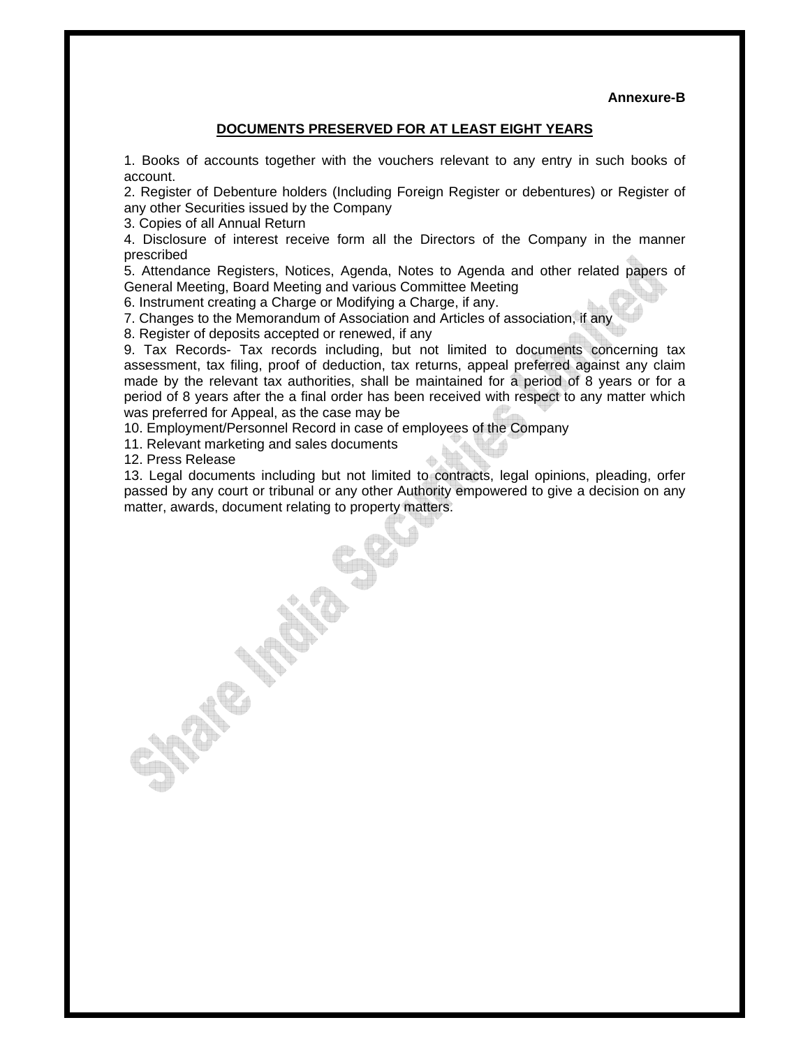**Annexure-B**

## DOCUMENTS PRESERVED FOR AT LEAST EIGHT YEARS

1. Books of accounts together with the vouchers relevant to any entry in such books of account.
2. Register of Debenture holders (Including Foreign Register or debentures) or Register of any other Securities issued by the Company
3. Copies of all Annual Return
4. Disclosure of interest receive form all the Directors of the Company in the manner prescribed
5. Attendance Registers, Notices, Agenda, Notes to Agenda and other related papers of General Meeting, Board Meeting and various Committee Meeting
6. Instrument creating a Charge or Modifying a Charge, if any.
7. Changes to the Memorandum of Association and Articles of association, if any
8. Register of deposits accepted or renewed, if any
9. Tax Records- Tax records including, but not limited to documents concerning tax assessment, tax filing, proof of deduction, tax returns, appeal preferred against any claim made by the relevant tax authorities, shall be maintained for a period of 8 years or for a period of 8 years after the a final order has been received with respect to any matter which was preferred for Appeal, as the case may be
10. Employment/Personnel Record in case of employees of the Company
11. Relevant marketing and sales documents
12. Press Release
13. Legal documents including but not limited to contracts, legal opinions, pleading, orfer passed by any court or tribunal or any other Authority empowered to give a decision on any matter, awards, document relating to property matters.